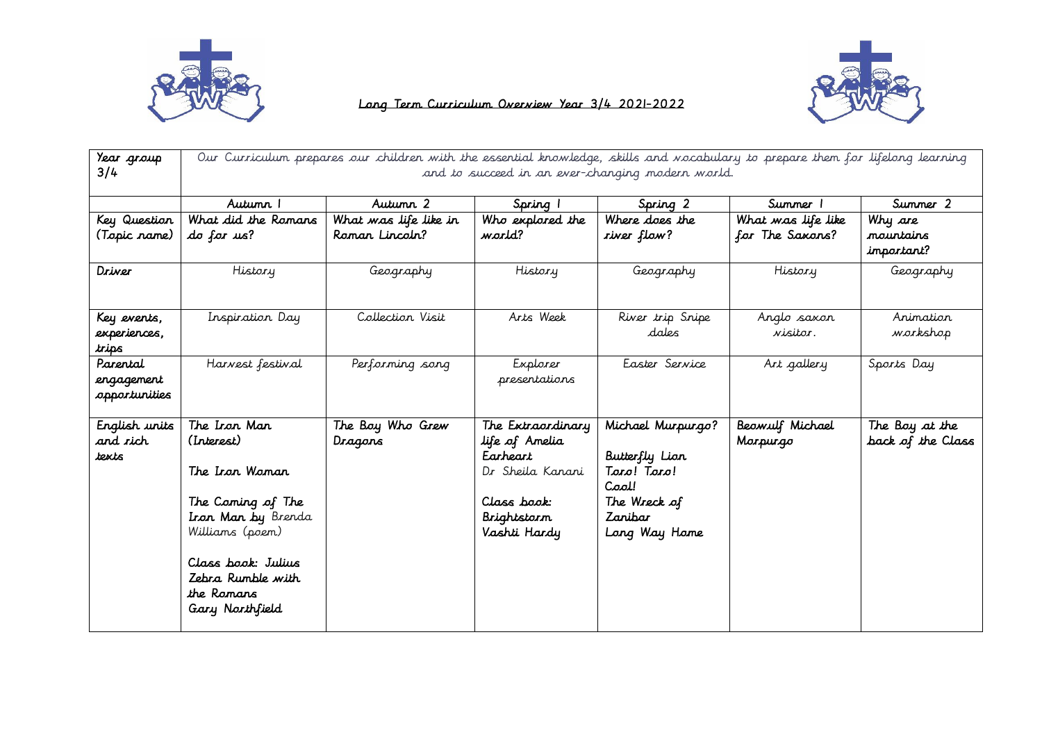# Long Term Curriculum Overview Year 3/4 2021-2022

| Year group 3/4 | Our Curriculum prepares our children with the essential knowledge, skills and vocabulary to prepare them for lifelong learning and to succeed in an ever-changing modern world. | | | | | |
|---|---|---|---|---|---|---|
| | Autumn 1 | Autumn 2 | Spring 1 | Spring 2 | Summer 1 | Summer 2 |
| Key Question (Topic name) | What did the Romans do for us? | What was life like in Roman Lincoln? | Who explored the world? | Where does the river flow? | What was life like for The Saxons? | Why are mountains important? |
| Driver | History | Geography | History | Geography | History | Geography |
| Key events, experiences, trips | Inspiration Day | Collection Visit | Arts Week | River trip Snipe dales | Anglo saxon visitor. | Animation workshop |
| Parental engagement opportunities | Harvest festival | Performing song | Explorer presentations | Easter Service | Art gallery | Sports Day |
| English units and rich texts | The Iron Man (Interest)<br><br>The Iron Woman<br><br>The Coming of The Iron Man by Brenda Williams (poem)<br><br>Class book: Julius Zebra Rumble with the Romans Gary Northfield | The Boy Who Grew Dragons | The Extraordinary life of Amelia Earheart Dr Sheila Kanani<br><br>Class book: Brightstorm Vashti Hardy | Michael Murpurgo?<br><br>Butterfly Lion<br>Toro! Toro!<br>Cool!<br>The Wreck of Zanibar<br>Long Way Home | Beowulf Michael Morpurgo | The Boy at the back of the Class |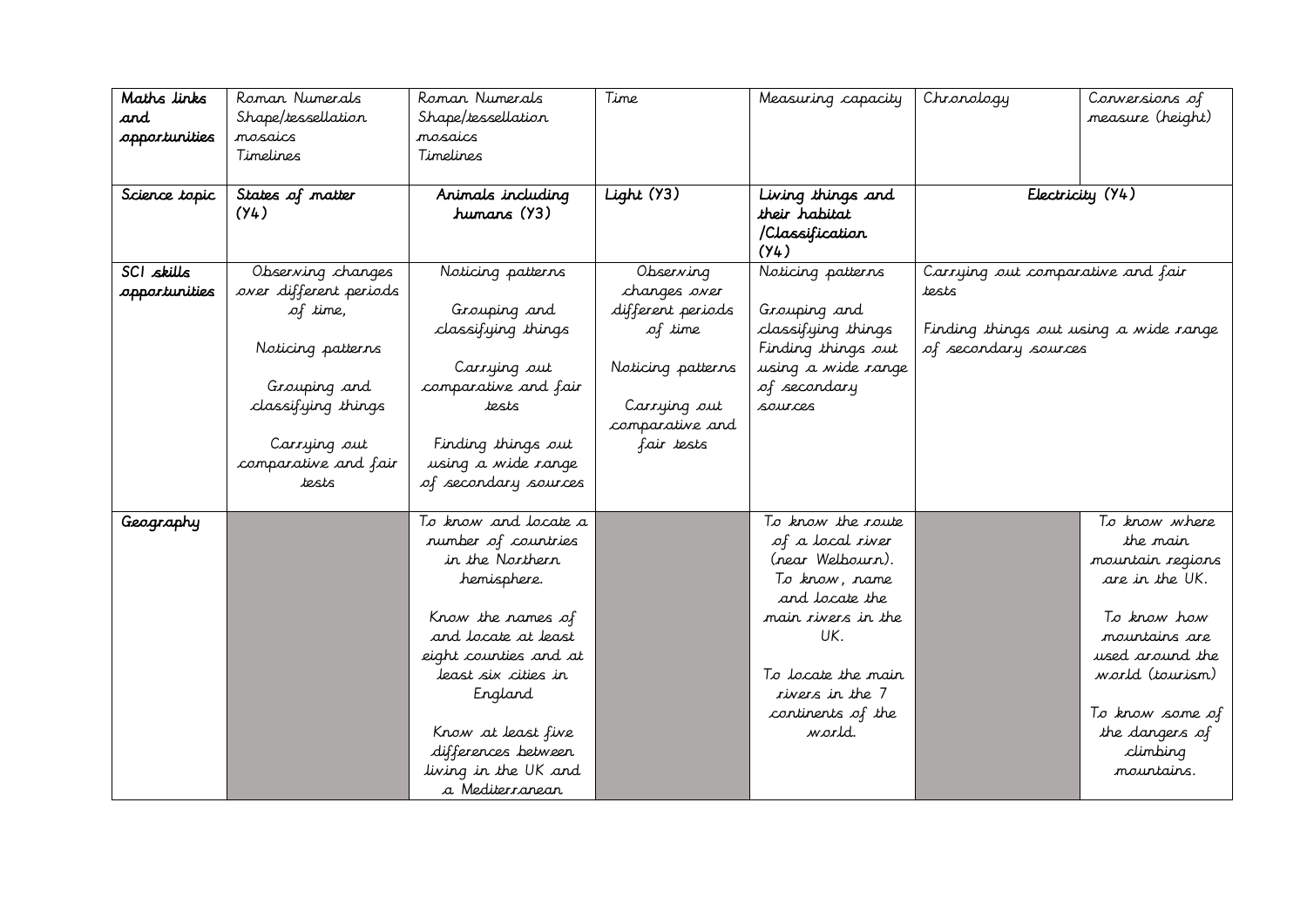| Maths links and opportunities | Roman Numerals<br>Shape/tessellation<br>mosaics<br>Timelines | Roman Numerals<br>Shape/tessellation<br>mosaics<br>Timelines | Time | Measuring capacity | Chronology | Conversions of measure (height) |
|---|---|---|---|---|---|---|
| Science topic | States of matter (Y4) | Animals including humans (Y3) | Light (Y3) | Living things and their habitat /Classification (Y4) | Electricity (Y4) | |
| SCI skills opportunities | Observing changes over different periods of time,<br><br>Noticing patterns<br><br>Grouping and classifying things<br><br>Carrying out comparative and fair tests | Noticing patterns<br><br>Grouping and classifying things<br><br>Carrying out comparative and fair tests<br><br>Finding things out using a wide range of secondary sources | Observing changes over different periods of time<br><br>Noticing patterns<br><br>Carrying out comparative and fair tests | Noticing patterns<br><br>Grouping and classifying things<br>Finding things out using a wide range of secondary sources | Carrying out comparative and fair tests<br><br>Finding things out using a wide range of secondary sources | |
| Geography | | To know and locate a number of countries in the Northern hemisphere.<br><br>Know the names of and locate at least eight counties and at least six cities in England<br><br>Know at least five differences between living in the UK and a Mediterranean | | To know the route of a local river (near Welbourn).<br>To know, name and locate the main rivers in the UK.<br><br>To locate the main rivers in the 7 continents of the world. | | To know where the main mountain regions are in the UK.<br><br>To know how mountains are used around the world (tourism)<br><br>To know some of the dangers of climbing mountains. |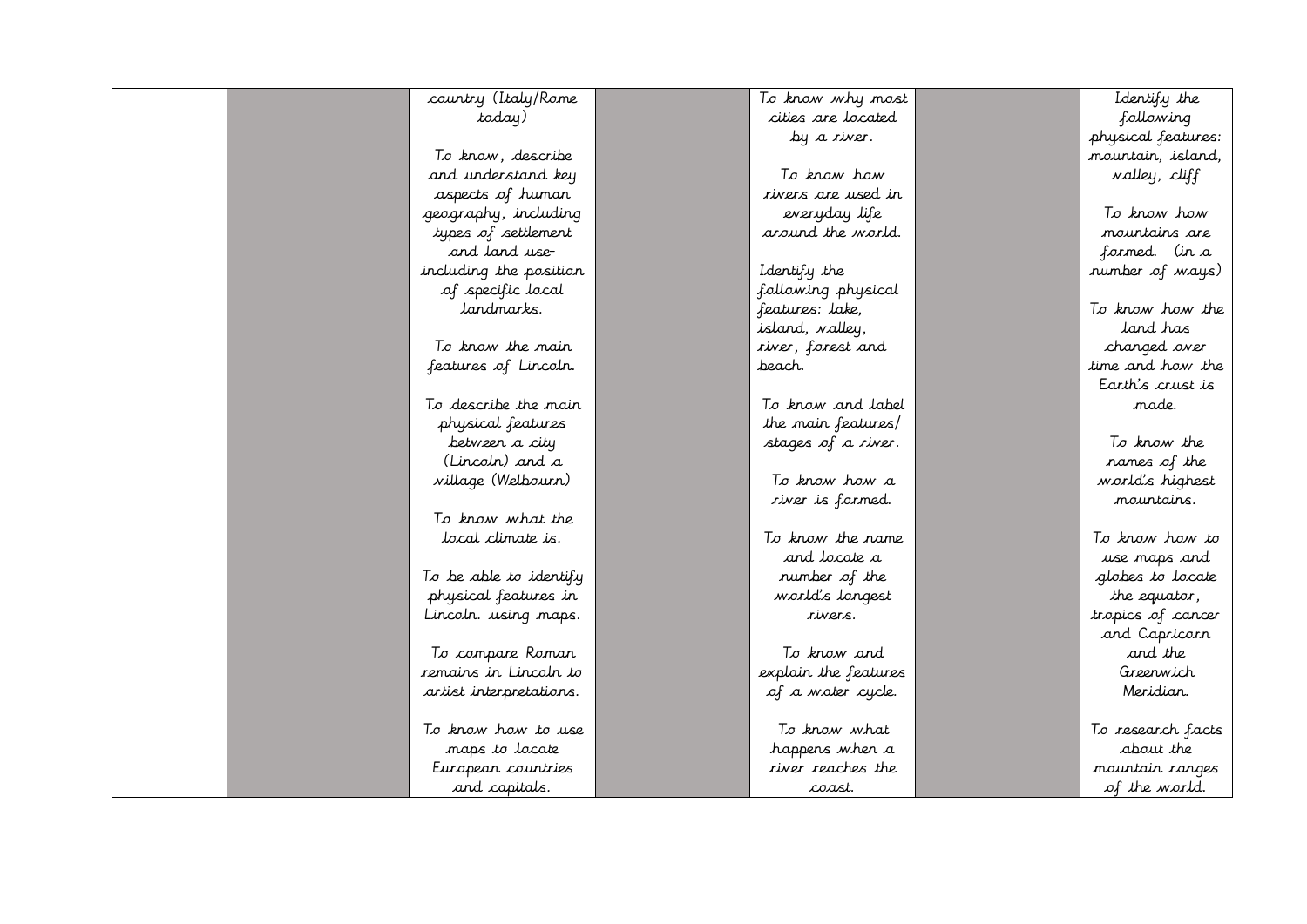| | | | | | | |
|---|---|---|---|---|---|---|
| | | country (Italy/Rome today)<br><br>To know, describe and understand key aspects of human geography, including types of settlement and land use-including the position of specific local landmarks.<br><br>To know the main features of Lincoln.<br><br>To describe the main physical features between a city (Lincoln) and a village (Welbourn)<br><br>To know what the local climate is.<br><br>To be able to identify physical features in Lincoln. using maps.<br><br>To compare Roman remains in Lincoln to artist interpretations.<br><br>To know how to use maps to locate European countries and capitals. | | To know why most cities are located by a river.<br><br>To know how rivers are used in everyday life around the world.<br><br>Identify the following physical features: lake, island, valley, river, forest and beach.<br><br>To know and label the main features/ stages of a river.<br><br>To know how a river is formed.<br><br>To know the name and locate a number of the world's longest rivers.<br><br>To know and explain the features of a water cycle.<br><br>To know what happens when a river reaches the coast. | | Identify the following physical features: mountain, island, valley, cliff<br><br>To know how mountains are formed. (in a number of ways)<br><br>To know how the land has changed over time and how the Earth's crust is made.<br><br>To know the names of the world's highest mountains.<br><br>To know how to use maps and globes to locate the equator, tropics of cancer and Capricorn and the Greenwich Meridian.<br><br>To research facts about the mountain ranges of the world. |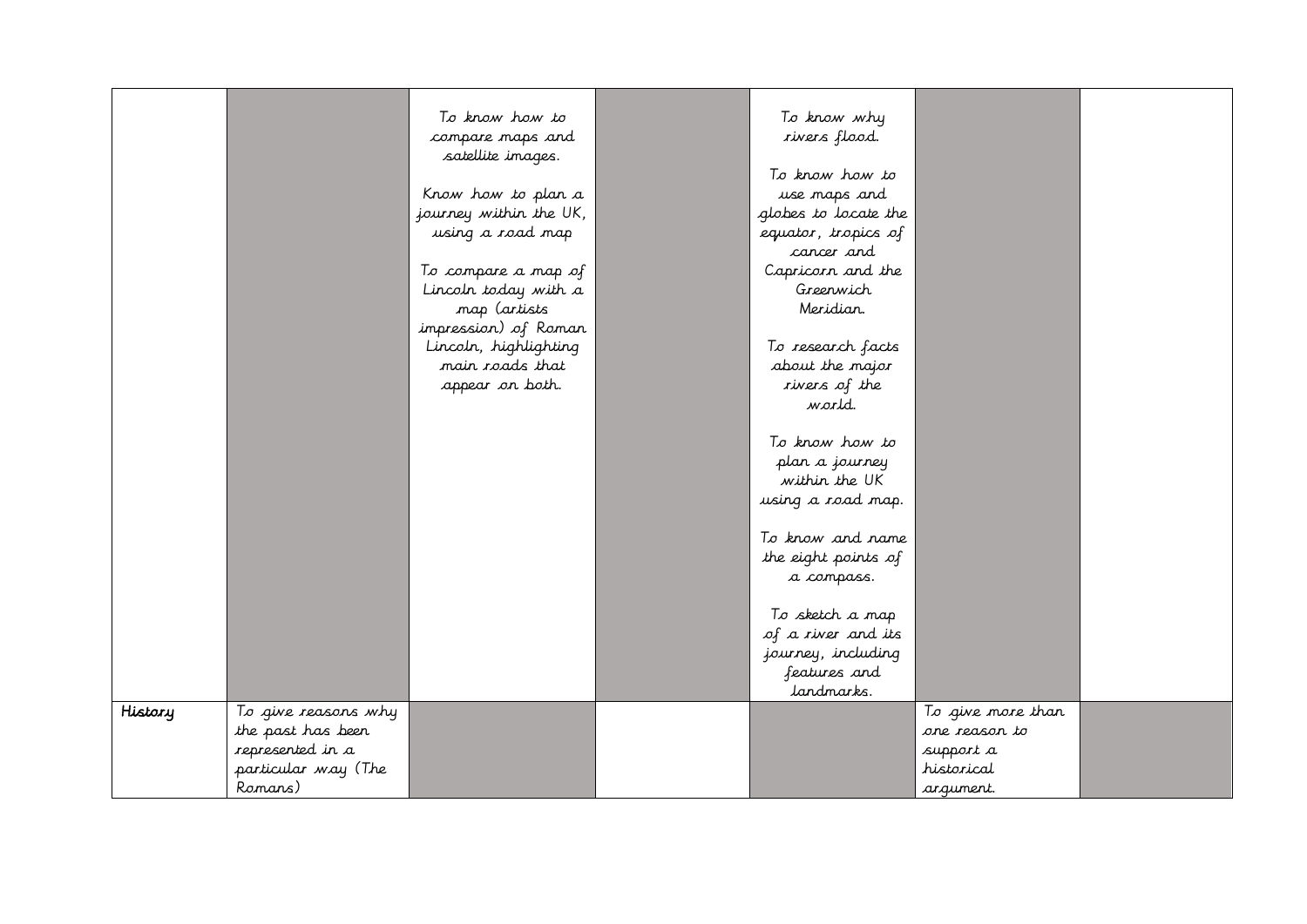| | | | | | | |
|---|---|---|---|---|---|---|
| | | To know how to compare maps and satellite images.<br><br>Know how to plan a journey within the UK, using a road map<br><br>To compare a map of Lincoln today with a map (artists impression) of Roman Lincoln, highlighting main roads that appear on both. | | To know why rivers flood.<br><br>To know how to use maps and globes to locate the equator, tropics of cancer and Capricorn and the Greenwich Meridian.<br><br>To research facts about the major rivers of the world.<br><br>To know how to plan a journey within the UK using a road map.<br><br>To know and name the eight points of a compass.<br><br>To sketch a map of a river and its journey, including features and landmarks. | | |
| History | To give reasons why the past has been represented in a particular way (The Romans) | | | | To give more than one reason to support a historical argument. | |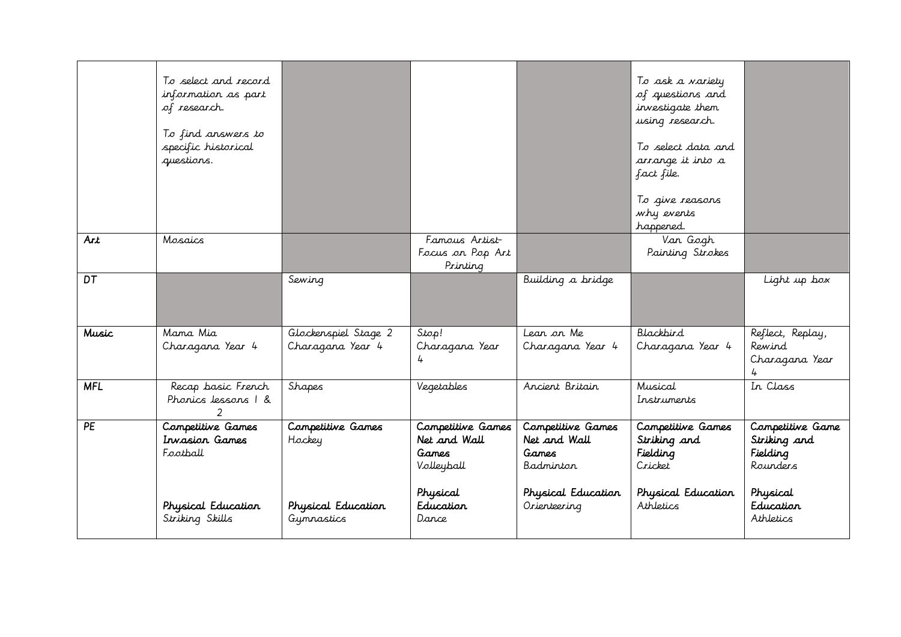| | | | | | | |
|---|---|---|---|---|---|---|
| | To select and record information as part of research.<br><br>To find answers to specific historical questions. | | | | To ask a variety of questions and investigate them using research.<br><br>To select data and arrange it into a fact file.<br><br>To give reasons why events happened. | |
| **Art** | Mosaics | | Famous Artist- Focus on Pop Art Printing | | Van Gogh Painting Strokes | |
| **DT** | | Sewing | | Building a bridge | | Light up box |
| **Music** | Mama Mia<br>Charagana Year 4 | Glockenspiel Stage 2<br>Charagana Year 4 | Stop!<br>Charagana Year 4 | Lean on Me<br>Charagana Year 4 | Blackbird<br>Charagana Year 4 | Reflect, Replay, Rewind<br>Charagana Year 4 |
| **MFL** | Recap basic French Phonics lessons 1 & 2 | Shapes | Vegetables | Ancient Britain | Musical Instruments | In Class |
| **PE** | **Competitive Games Invasion Games**<br>Football<br><br>**Physical Education**<br>Striking Skills | **Competitive Games**<br>Hockey<br><br>**Physical Education**<br>Gymnastics | **Competitive Games Net and Wall Games**<br>Volleyball<br><br>**Physical Education**<br>Dance | **Competitive Games Net and Wall Games**<br>Badminton<br><br>**Physical Education**<br>Orienteering | **Competitive Games Striking and Fielding**<br>Cricket<br><br>**Physical Education**<br>Athletics | **Competitive Game Striking and Fielding**<br>Rounders<br><br>**Physical Education**<br>Athletics |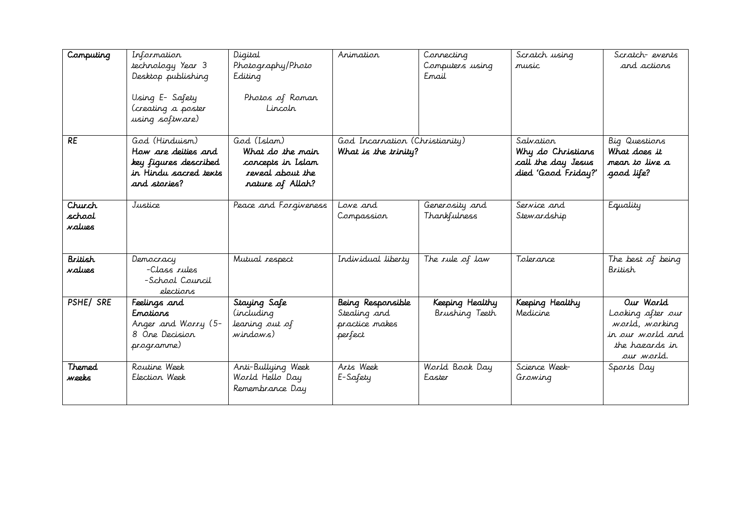| | | | | | | |
|---|---|---|---|---|---|---|
| **Computing** | Information technology Year 3 Desktop publishing<br><br>Using E- Safety (creating a poster using software) | Digital Photography/Photo Editing<br><br>Photos of Roman Lincoln | Animation | Connecting Computers using Email | Scratch using music | Scratch- events and actions |
| **RE** | God (Hinduism)<br>**How are deities and key figures described in Hindu sacred texts and stories?** | God (Islam)<br>**What do the main concepts in Islam reveal about the nature of Allah?** | God Incarnation (Christianity)<br>**What is the trinity?** | | Salvation<br>**Why do Christians call the day Jesus died 'Good Friday?'** | Big Questions<br>**What does it mean to live a good life?** |
| **Church school values** | Justice | Peace and Forgiveness | Love and Compassion | Generosity and Thankfulness | Service and Stewardship | Equality |
| **British values** | Democracy<br>-Class rules<br>-School Council elections | Mutual respect | Individual liberty | The rule of law | Tolerance | The best of being British |
| **PSHE/ SRE** | **Feelings and Emotions**<br>Anger and Worry (5-8 One Decision programme) | **Staying Safe**<br>(including leaning out of windows) | **Being Responsible**<br>Stealing and practice makes perfect | **Keeping Healthy**<br>Brushing Teeth | **Keeping Healthy**<br>Medicine | **Our World**<br>Looking after our world, working in our world and the hazards in our world. |
| **Themed weeks** | Routine Week<br>Election Week | Anti-Bullying Week<br>World Hello Day<br>Remembrance Day | Arts Week<br>E-Safety | World Book Day<br>Easter | Science Week-Growing | Sports Day |